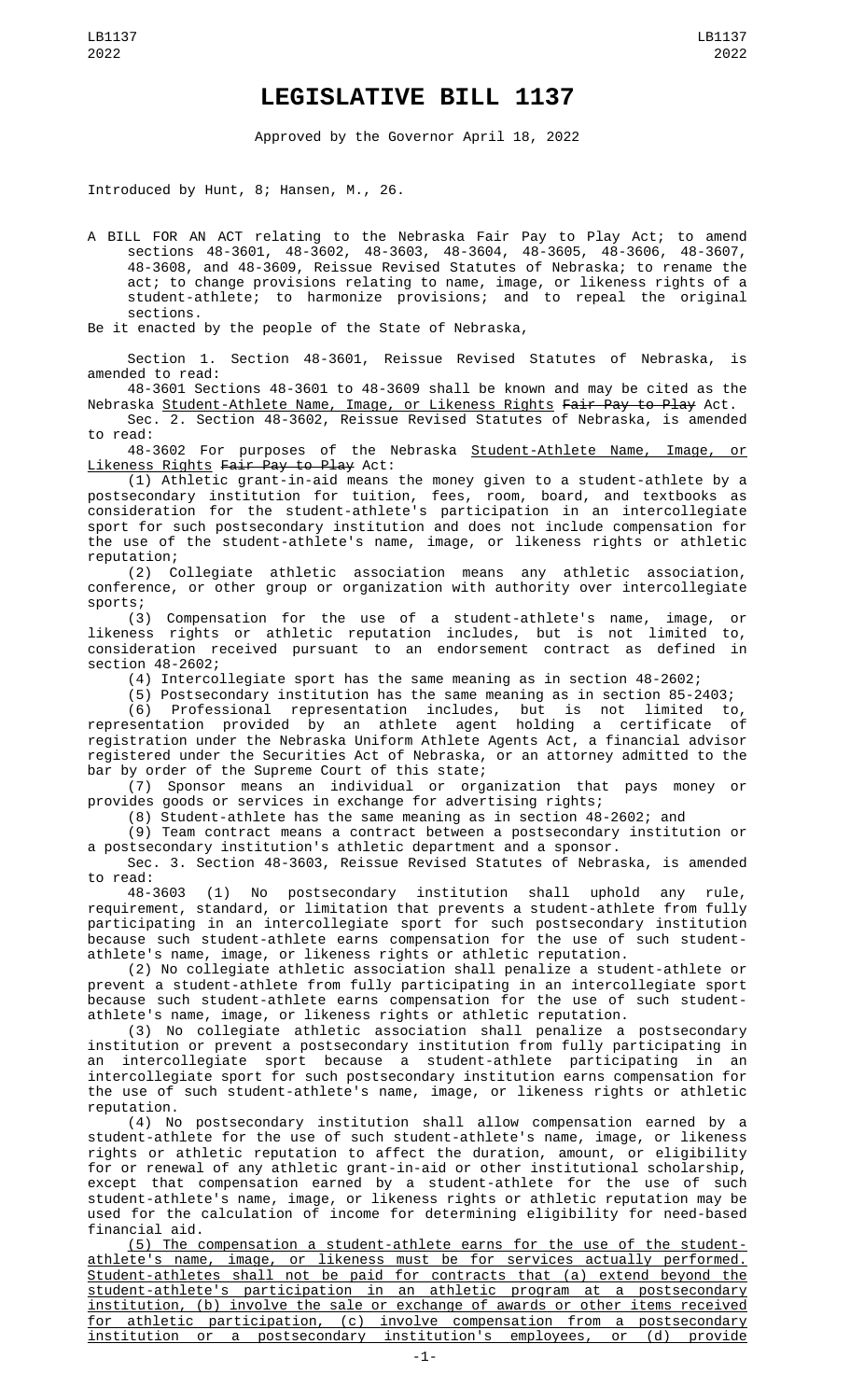# LEGISLATIVE BILL 1137

Approved by the Governor April 18, 2022

Introduced by Hunt, 8; Hansen, M., 26.

A BILL FOR AN ACT relating to the Nebraska Fair Pay to Play Act; to amend sections 48-3601, 48-3602, 48-3603, 48-3604, 48-3605, 48-3606, 48-3607, 48-3608, and 48-3609, Reissue Revised Statutes of Nebraska; to rename the act; to change provisions relating to name, image, or likeness rights of a student-athlete; to harmonize provisions; and to repeal the original sections.

Be it enacted by the people of the State of Nebraska,

Section 1. Section 48-3601, Reissue Revised Statutes of Nebraska, is amended to read:

48-3601 Sections 48-3601 to 48-3609 shall be known and may be cited as the Nebraska Student-Athlete Name, Image, or Likeness Rights ~~Fair Pay to Play~~ Act.

Sec. 2. Section 48-3602, Reissue Revised Statutes of Nebraska, is amended to read:

48-3602 For purposes of the Nebraska Student-Athlete Name, Image, or Likeness Rights ~~Fair Pay to Play~~ Act:

(1) Athletic grant-in-aid means the money given to a student-athlete by a postsecondary institution for tuition, fees, room, board, and textbooks as consideration for the student-athlete's participation in an intercollegiate sport for such postsecondary institution and does not include compensation for the use of the student-athlete's name, image, or likeness rights or athletic reputation;

(2) Collegiate athletic association means any athletic association, conference, or other group or organization with authority over intercollegiate sports;

(3) Compensation for the use of a student-athlete's name, image, or likeness rights or athletic reputation includes, but is not limited to, consideration received pursuant to an endorsement contract as defined in section 48-2602;

(4) Intercollegiate sport has the same meaning as in section 48-2602;

(5) Postsecondary institution has the same meaning as in section 85-2403;

(6) Professional representation includes, but is not limited to, representation provided by an athlete agent holding a certificate of registration under the Nebraska Uniform Athlete Agents Act, a financial advisor registered under the Securities Act of Nebraska, or an attorney admitted to the bar by order of the Supreme Court of this state;

(7) Sponsor means an individual or organization that pays money or provides goods or services in exchange for advertising rights;

(8) Student-athlete has the same meaning as in section 48-2602; and

(9) Team contract means a contract between a postsecondary institution or a postsecondary institution's athletic department and a sponsor.

Sec. 3. Section 48-3603, Reissue Revised Statutes of Nebraska, is amended to read:

48-3603 (1) No postsecondary institution shall uphold any rule, requirement, standard, or limitation that prevents a student-athlete from fully participating in an intercollegiate sport for such postsecondary institution because such student-athlete earns compensation for the use of such student-athlete's name, image, or likeness rights or athletic reputation.

(2) No collegiate athletic association shall penalize a student-athlete or prevent a student-athlete from fully participating in an intercollegiate sport because such student-athlete earns compensation for the use of such student-athlete's name, image, or likeness rights or athletic reputation.

(3) No collegiate athletic association shall penalize a postsecondary institution or prevent a postsecondary institution from fully participating in an intercollegiate sport because a student-athlete participating in an intercollegiate sport for such postsecondary institution earns compensation for the use of such student-athlete's name, image, or likeness rights or athletic reputation.

(4) No postsecondary institution shall allow compensation earned by a student-athlete for the use of such student-athlete's name, image, or likeness rights or athletic reputation to affect the duration, amount, or eligibility for or renewal of any athletic grant-in-aid or other institutional scholarship, except that compensation earned by a student-athlete for the use of such student-athlete's name, image, or likeness rights or athletic reputation may be used for the calculation of income for determining eligibility for need-based financial aid.

(5) The compensation a student-athlete earns for the use of the student-athlete's name, image, or likeness must be for services actually performed. Student-athletes shall not be paid for contracts that (a) extend beyond the student-athlete's participation in an athletic program at a postsecondary institution, (b) involve the sale or exchange of awards or other items received for athletic participation, (c) involve compensation from a postsecondary institution or a postsecondary institution's employees, or (d) provide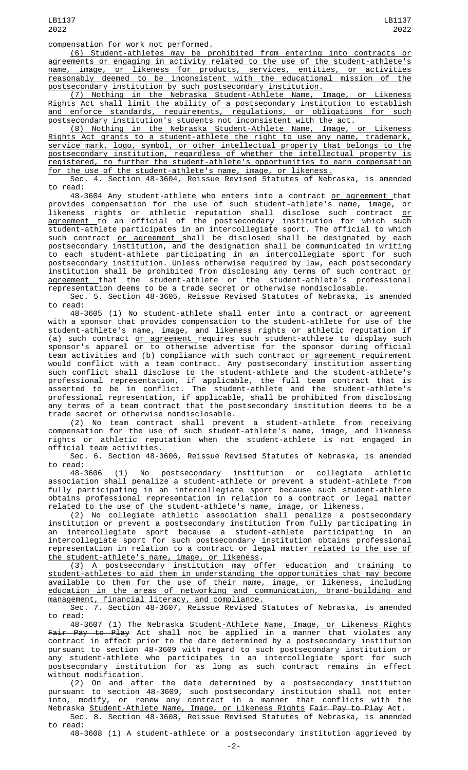compensation for work not performed.

(6) Student-athletes may be prohibited from entering into contracts or agreements or engaging in activity related to the use of the student-athlete's name, image, or likeness for products, services, entities, or activities reasonably deemed to be inconsistent with the educational mission of the postsecondary institution by such postsecondary institution.

(7) Nothing in the Nebraska Student-Athlete Name, Image, or Likeness Rights Act shall limit the ability of a postsecondary institution to establish and enforce standards, requirements, regulations, or obligations for such postsecondary institution's students not inconsistent with the act.

(8) Nothing in the Nebraska Student-Athlete Name, Image, or Likeness Rights Act grants to a student-athlete the right to use any name, trademark, service mark, logo, symbol, or other intellectual property that belongs to the postsecondary institution, regardless of whether the intellectual property is registered, to further the student-athlete's opportunities to earn compensation for the use of the student-athlete's name, image, or likeness.

Sec. 4. Section 48-3604, Reissue Revised Statutes of Nebraska, is amended to read:

48-3604 Any student-athlete who enters into a contract or agreement that provides compensation for the use of such student-athlete's name, image, or likeness rights or athletic reputation shall disclose such contract or agreement to an official of the postsecondary institution for which such student-athlete participates in an intercollegiate sport. The official to which such contract or agreement shall be disclosed shall be designated by each postsecondary institution, and the designation shall be communicated in writing to each student-athlete participating in an intercollegiate sport for such postsecondary institution. Unless otherwise required by law, each postsecondary institution shall be prohibited from disclosing any terms of such contract or agreement that the student-athlete or the student-athlete's professional representation deems to be a trade secret or otherwise nondisclosable.

Sec. 5. Section 48-3605, Reissue Revised Statutes of Nebraska, is amended to read:

48-3605 (1) No student-athlete shall enter into a contract or agreement with a sponsor that provides compensation to the student-athlete for use of the student-athlete's name, image, and likeness rights or athletic reputation if (a) such contract or agreement requires such student-athlete to display such sponsor's apparel or to otherwise advertise for the sponsor during official team activities and (b) compliance with such contract or agreement requirement would conflict with a team contract. Any postsecondary institution asserting such conflict shall disclose to the student-athlete and the student-athlete's professional representation, if applicable, the full team contract that is asserted to be in conflict. The student-athlete and the student-athlete's professional representation, if applicable, shall be prohibited from disclosing any terms of a team contract that the postsecondary institution deems to be a trade secret or otherwise nondisclosable.

(2) No team contract shall prevent a student-athlete from receiving compensation for the use of such student-athlete's name, image, and likeness rights or athletic reputation when the student-athlete is not engaged in official team activities.

Sec. 6. Section 48-3606, Reissue Revised Statutes of Nebraska, is amended to read:

48-3606 (1) No postsecondary institution or collegiate athletic association shall penalize a student-athlete or prevent a student-athlete from fully participating in an intercollegiate sport because such student-athlete obtains professional representation in relation to a contract or legal matter related to the use of the student-athlete's name, image, or likeness.

(2) No collegiate athletic association shall penalize a postsecondary institution or prevent a postsecondary institution from fully participating in an intercollegiate sport because a student-athlete participating in an intercollegiate sport for such postsecondary institution obtains professional representation in relation to a contract or legal matter related to the use of the student-athlete's name, image, or likeness.

(3) A postsecondary institution may offer education and training to student-athletes to aid them in understanding the opportunities that may become available to them for the use of their name, image, or likeness, including education in the areas of networking and communication, brand-building and management, financial literacy, and compliance.

Sec. 7. Section 48-3607, Reissue Revised Statutes of Nebraska, is amended to read:

48-3607 (1) The Nebraska Student-Athlete Name, Image, or Likeness Rights ~~Fair Pay to Play~~ Act shall not be applied in a manner that violates any contract in effect prior to the date determined by a postsecondary institution pursuant to section 48-3609 with regard to such postsecondary institution or any student-athlete who participates in an intercollegiate sport for such postsecondary institution for as long as such contract remains in effect without modification.

(2) On and after the date determined by a postsecondary institution pursuant to section 48-3609, such postsecondary institution shall not enter into, modify, or renew any contract in a manner that conflicts with the Nebraska Student-Athlete Name, Image, or Likeness Rights ~~Fair Pay to Play~~ Act.

Sec. 8. Section 48-3608, Reissue Revised Statutes of Nebraska, is amended to read:

48-3608 (1) A student-athlete or a postsecondary institution aggrieved by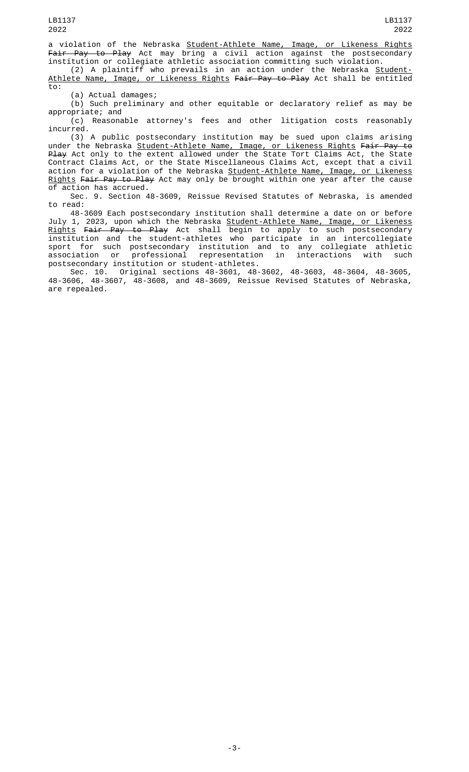a violation of the Nebraska Student-Athlete Name, Image, or Likeness Rights Fair Pay to Play Act may bring a civil action against the postsecondary institution or collegiate athletic association committing such violation.

(2) A plaintiff who prevails in an action under the Nebraska Student-Athlete Name, Image, or Likeness Rights Fair Pay to Play Act shall be entitled to:

(a) Actual damages;

(b) Such preliminary and other equitable or declaratory relief as may be appropriate; and

(c) Reasonable attorney's fees and other litigation costs reasonably incurred.

(3) A public postsecondary institution may be sued upon claims arising under the Nebraska Student-Athlete Name, Image, or Likeness Rights Fair Pay to Play Act only to the extent allowed under the State Tort Claims Act, the State Contract Claims Act, or the State Miscellaneous Claims Act, except that a civil action for a violation of the Nebraska Student-Athlete Name, Image, or Likeness Rights Fair Pay to Play Act may only be brought within one year after the cause of action has accrued.

Sec. 9. Section 48-3609, Reissue Revised Statutes of Nebraska, is amended to read:

48-3609 Each postsecondary institution shall determine a date on or before July 1, 2023, upon which the Nebraska Student-Athlete Name, Image, or Likeness Rights Fair Pay to Play Act shall begin to apply to such postsecondary institution and the student-athletes who participate in an intercollegiate sport for such postsecondary institution and to any collegiate athletic association or professional representation in interactions with such postsecondary institution or student-athletes.

Sec. 10. Original sections 48-3601, 48-3602, 48-3603, 48-3604, 48-3605, 48-3606, 48-3607, 48-3608, and 48-3609, Reissue Revised Statutes of Nebraska, are repealed.